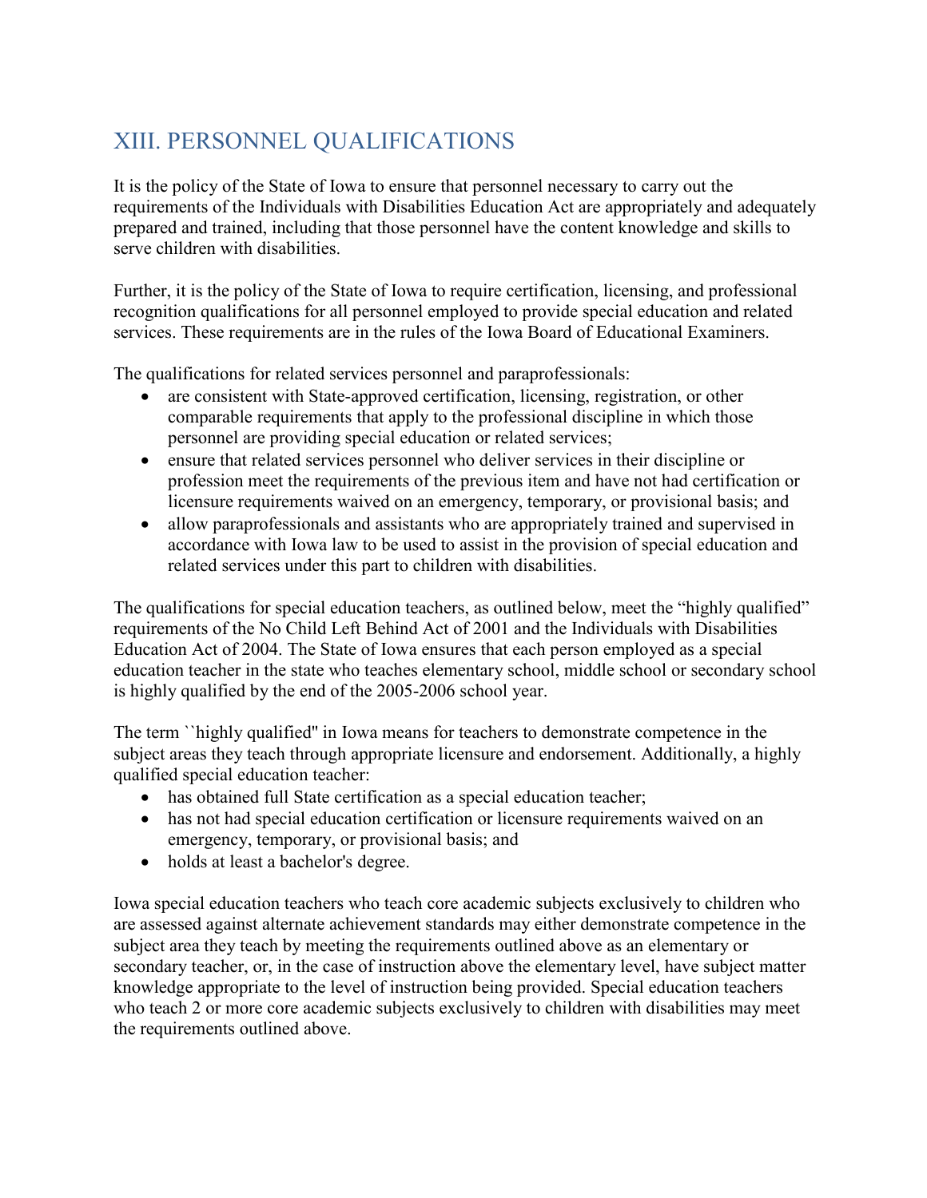# XIII. PERSONNEL QUALIFICATIONS

It is the policy of the State of Iowa to ensure that personnel necessary to carry out the requirements of the Individuals with Disabilities Education Act are appropriately and adequately prepared and trained, including that those personnel have the content knowledge and skills to serve children with disabilities.

Further, it is the policy of the State of Iowa to require certification, licensing, and professional recognition qualifications for all personnel employed to provide special education and related services. These requirements are in the rules of the Iowa Board of Educational Examiners.

The qualifications for related services personnel and paraprofessionals:

- are consistent with State-approved certification, licensing, registration, or other comparable requirements that apply to the professional discipline in which those personnel are providing special education or related services;
- ensure that related services personnel who deliver services in their discipline or profession meet the requirements of the previous item and have not had certification or licensure requirements waived on an emergency, temporary, or provisional basis; and
- allow paraprofessionals and assistants who are appropriately trained and supervised in accordance with Iowa law to be used to assist in the provision of special education and related services under this part to children with disabilities.

The qualifications for special education teachers, as outlined below, meet the "highly qualified" requirements of the No Child Left Behind Act of 2001 and the Individuals with Disabilities Education Act of 2004. The State of Iowa ensures that each person employed as a special education teacher in the state who teaches elementary school, middle school or secondary school is highly qualified by the end of the 2005-2006 school year.

The term ``highly qualified'' in Iowa means for teachers to demonstrate competence in the subject areas they teach through appropriate licensure and endorsement. Additionally, a highly qualified special education teacher:

- has obtained full State certification as a special education teacher;
- has not had special education certification or licensure requirements waived on an emergency, temporary, or provisional basis; and
- holds at least a bachelor's degree.

Iowa special education teachers who teach core academic subjects exclusively to children who are assessed against alternate achievement standards may either demonstrate competence in the subject area they teach by meeting the requirements outlined above as an elementary or secondary teacher, or, in the case of instruction above the elementary level, have subject matter knowledge appropriate to the level of instruction being provided. Special education teachers who teach 2 or more core academic subjects exclusively to children with disabilities may meet the requirements outlined above.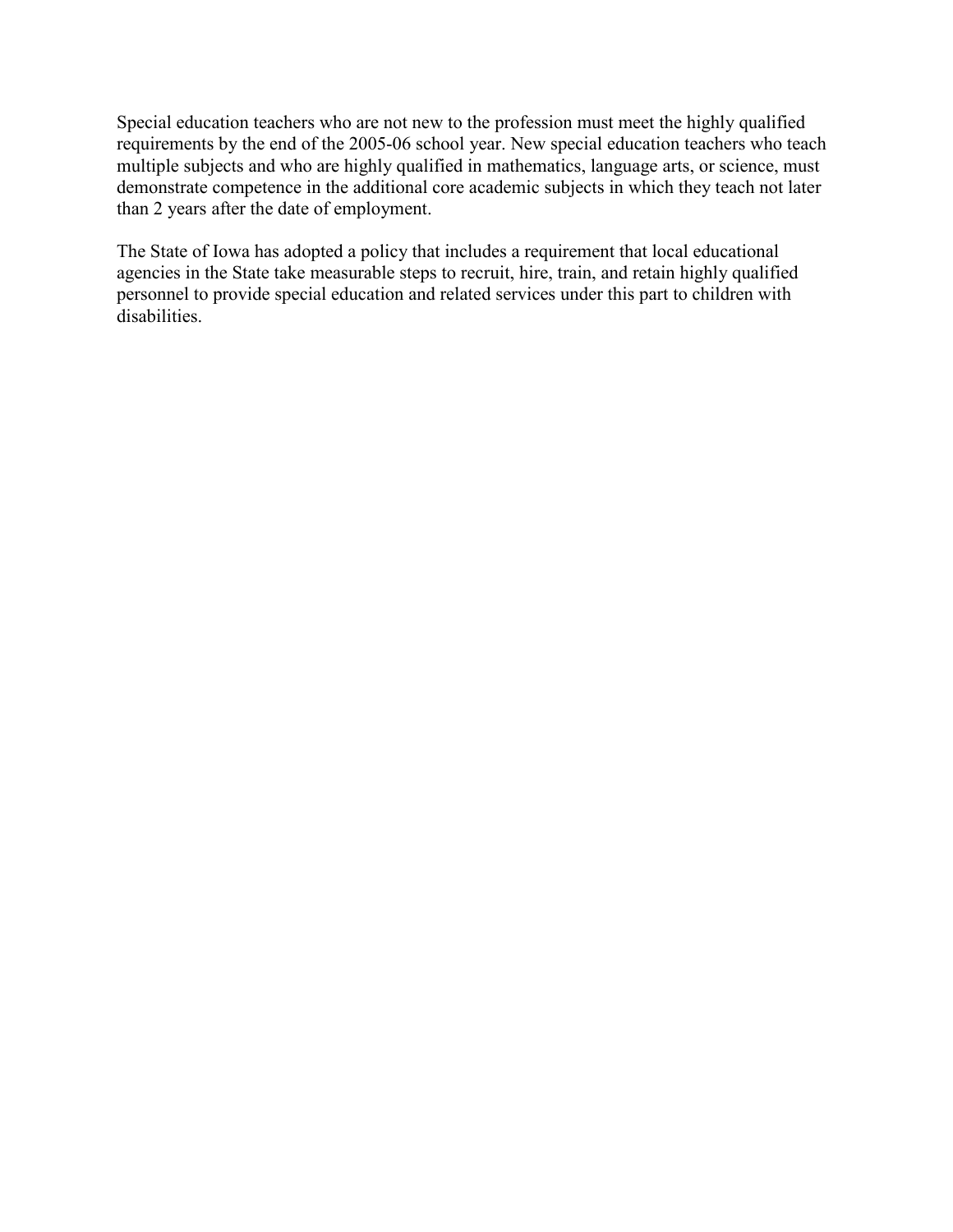Special education teachers who are not new to the profession must meet the highly qualified requirements by the end of the 2005-06 school year. New special education teachers who teach multiple subjects and who are highly qualified in mathematics, language arts, or science, must demonstrate competence in the additional core academic subjects in which they teach not later than 2 years after the date of employment.

The State of Iowa has adopted a policy that includes a requirement that local educational agencies in the State take measurable steps to recruit, hire, train, and retain highly qualified personnel to provide special education and related services under this part to children with disabilities.